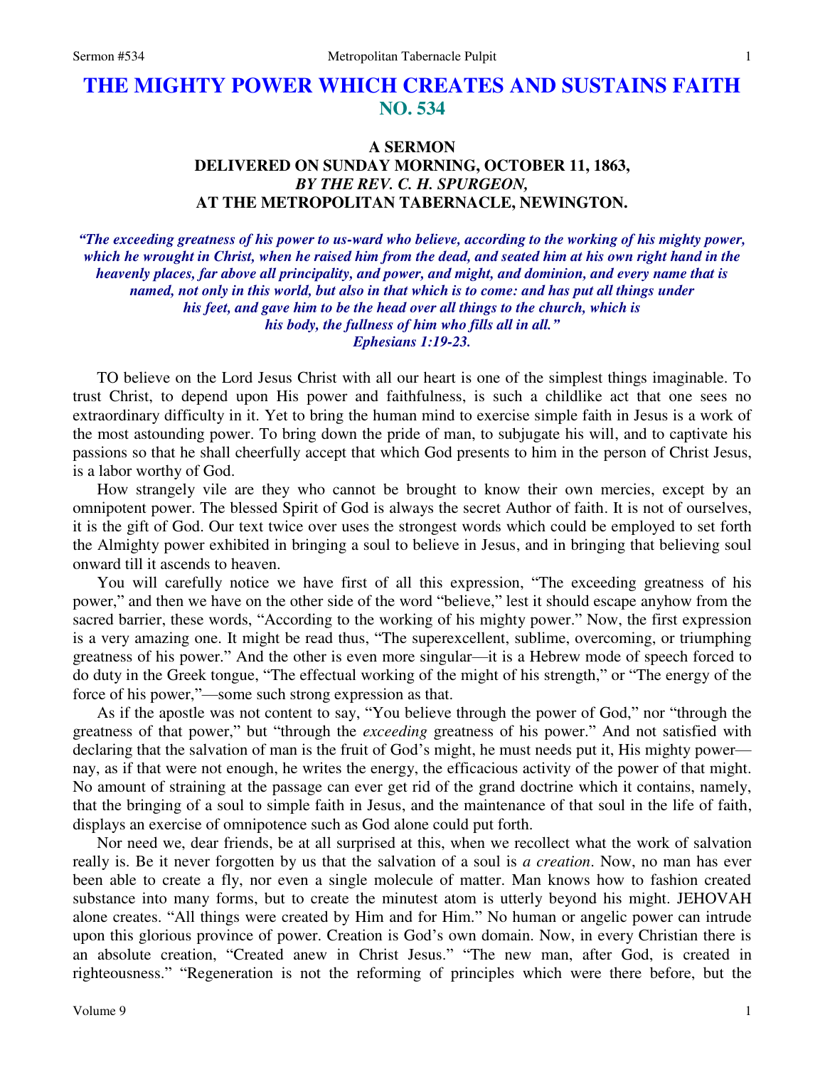# THE MIGHTY POWER WHICH CREATES AND SUSTAINS FAITH
## NO. 534

### A SERMON
### DELIVERED ON SUNDAY MORNING, OCTOBER 11, 1863,
### *BY THE REV. C. H. SPURGEON,*
### AT THE METROPOLITAN TABERNACLE, NEWINGTON.

***"The exceeding greatness of his power to us-ward who believe, according to the working of his mighty power, which he wrought in Christ, when he raised him from the dead, and seated him at his own right hand in the heavenly places, far above all principality, and power, and might, and dominion, and every name that is named, not only in this world, but also in that which is to come: and has put all things under his feet, and gave him to be the head over all things to the church, which is his body, the fullness of him who fills all in all." Ephesians 1:19-23.***

TO believe on the Lord Jesus Christ with all our heart is one of the simplest things imaginable. To trust Christ, to depend upon His power and faithfulness, is such a childlike act that one sees no extraordinary difficulty in it. Yet to bring the human mind to exercise simple faith in Jesus is a work of the most astounding power. To bring down the pride of man, to subjugate his will, and to captivate his passions so that he shall cheerfully accept that which God presents to him in the person of Christ Jesus, is a labor worthy of God.

How strangely vile are they who cannot be brought to know their own mercies, except by an omnipotent power. The blessed Spirit of God is always the secret Author of faith. It is not of ourselves, it is the gift of God. Our text twice over uses the strongest words which could be employed to set forth the Almighty power exhibited in bringing a soul to believe in Jesus, and in bringing that believing soul onward till it ascends to heaven.

You will carefully notice we have first of all this expression, "The exceeding greatness of his power," and then we have on the other side of the word "believe," lest it should escape anyhow from the sacred barrier, these words, "According to the working of his mighty power." Now, the first expression is a very amazing one. It might be read thus, "The superexcellent, sublime, overcoming, or triumphing greatness of his power." And the other is even more singular—it is a Hebrew mode of speech forced to do duty in the Greek tongue, "The effectual working of the might of his strength," or "The energy of the force of his power,"—some such strong expression as that.

As if the apostle was not content to say, "You believe through the power of God," nor "through the greatness of that power," but "through the *exceeding* greatness of his power." And not satisfied with declaring that the salvation of man is the fruit of God's might, he must needs put it, His mighty power—nay, as if that were not enough, he writes the energy, the efficacious activity of the power of that might. No amount of straining at the passage can ever get rid of the grand doctrine which it contains, namely, that the bringing of a soul to simple faith in Jesus, and the maintenance of that soul in the life of faith, displays an exercise of omnipotence such as God alone could put forth.

Nor need we, dear friends, be at all surprised at this, when we recollect what the work of salvation really is. Be it never forgotten by us that the salvation of a soul is *a creation*. Now, no man has ever been able to create a fly, nor even a single molecule of matter. Man knows how to fashion created substance into many forms, but to create the minutest atom is utterly beyond his might. JEHOVAH alone creates. "All things were created by Him and for Him." No human or angelic power can intrude upon this glorious province of power. Creation is God's own domain. Now, in every Christian there is an absolute creation, "Created anew in Christ Jesus." "The new man, after God, is created in righteousness." "Regeneration is not the reforming of principles which were there before, but the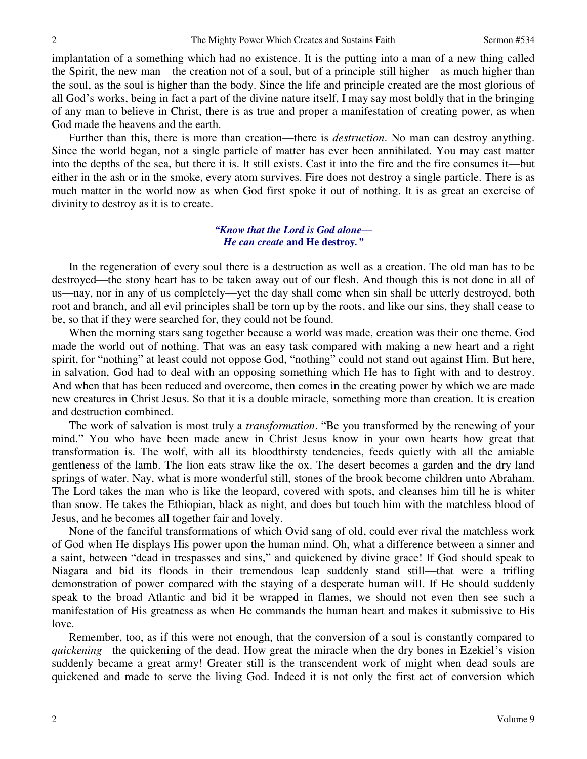implantation of a something which had no existence. It is the putting into a man of a new thing called the Spirit, the new man—the creation not of a soul, but of a principle still higher—as much higher than the soul, as the soul is higher than the body. Since the life and principle created are the most glorious of all God's works, being in fact a part of the divine nature itself, I may say most boldly that in the bringing of any man to believe in Christ, there is as true and proper a manifestation of creating power, as when God made the heavens and the earth.

Further than this, there is more than creation—there is *destruction*. No man can destroy anything. Since the world began, not a single particle of matter has ever been annihilated. You may cast matter into the depths of the sea, but there it is. It still exists. Cast it into the fire and the fire consumes it—but either in the ash or in the smoke, every atom survives. Fire does not destroy a single particle. There is as much matter in the world now as when God first spoke it out of nothing. It is as great an exercise of divinity to destroy as it is to create.

> *"Know that the Lord is God alone—*
> *He can create* **and He destroy.***"*

In the regeneration of every soul there is a destruction as well as a creation. The old man has to be destroyed—the stony heart has to be taken away out of our flesh. And though this is not done in all of us—nay, nor in any of us completely—yet the day shall come when sin shall be utterly destroyed, both root and branch, and all evil principles shall be torn up by the roots, and like our sins, they shall cease to be, so that if they were searched for, they could not be found.

When the morning stars sang together because a world was made, creation was their one theme. God made the world out of nothing. That was an easy task compared with making a new heart and a right spirit, for "nothing" at least could not oppose God, "nothing" could not stand out against Him. But here, in salvation, God had to deal with an opposing something which He has to fight with and to destroy. And when that has been reduced and overcome, then comes in the creating power by which we are made new creatures in Christ Jesus. So that it is a double miracle, something more than creation. It is creation and destruction combined.

The work of salvation is most truly a *transformation*. "Be you transformed by the renewing of your mind." You who have been made anew in Christ Jesus know in your own hearts how great that transformation is. The wolf, with all its bloodthirsty tendencies, feeds quietly with all the amiable gentleness of the lamb. The lion eats straw like the ox. The desert becomes a garden and the dry land springs of water. Nay, what is more wonderful still, stones of the brook become children unto Abraham. The Lord takes the man who is like the leopard, covered with spots, and cleanses him till he is whiter than snow. He takes the Ethiopian, black as night, and does but touch him with the matchless blood of Jesus, and he becomes all together fair and lovely.

None of the fanciful transformations of which Ovid sang of old, could ever rival the matchless work of God when He displays His power upon the human mind. Oh, what a difference between a sinner and a saint, between "dead in trespasses and sins," and quickened by divine grace! If God should speak to Niagara and bid its floods in their tremendous leap suddenly stand still—that were a trifling demonstration of power compared with the staying of a desperate human will. If He should suddenly speak to the broad Atlantic and bid it be wrapped in flames, we should not even then see such a manifestation of His greatness as when He commands the human heart and makes it submissive to His love.

Remember, too, as if this were not enough, that the conversion of a soul is constantly compared to *quickening*—the quickening of the dead. How great the miracle when the dry bones in Ezekiel's vision suddenly became a great army! Greater still is the transcendent work of might when dead souls are quickened and made to serve the living God. Indeed it is not only the first act of conversion which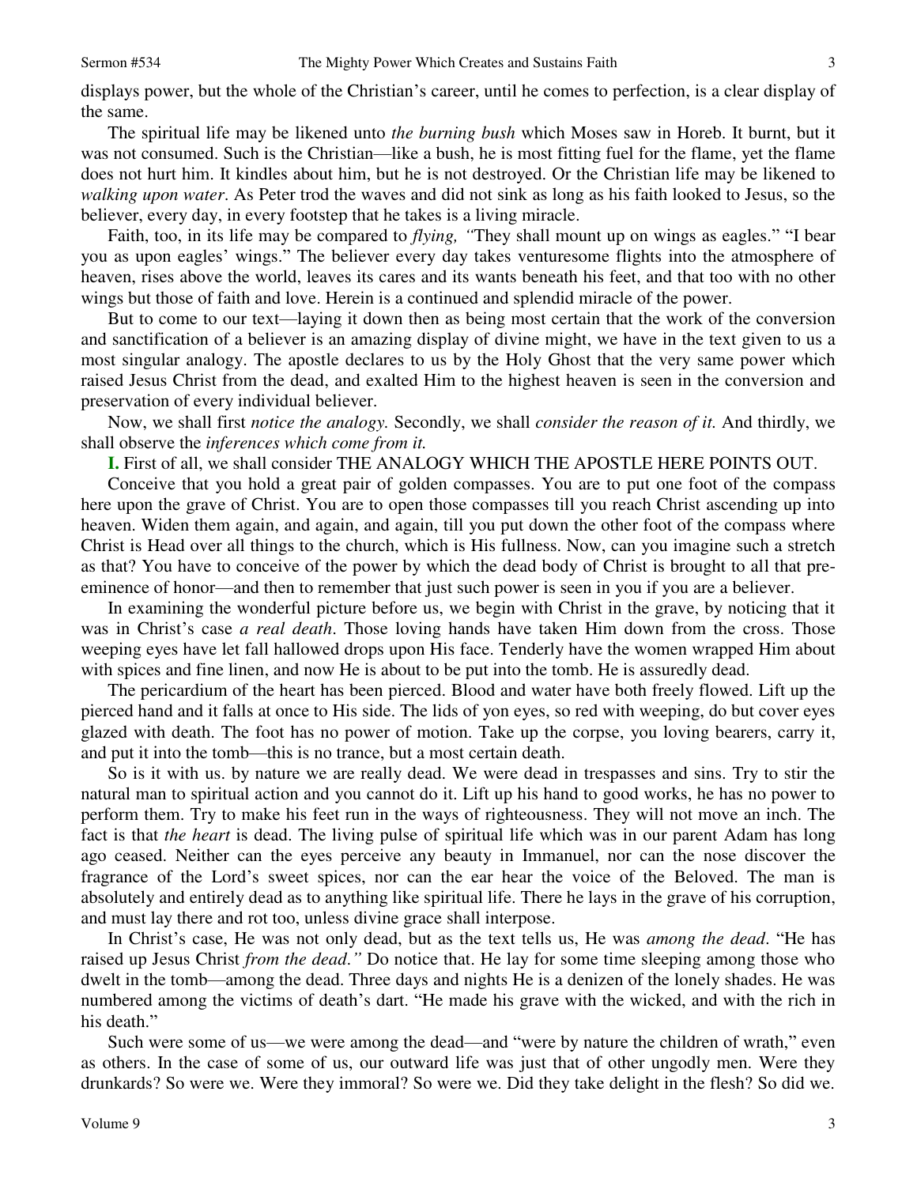displays power, but the whole of the Christian's career, until he comes to perfection, is a clear display of the same.

The spiritual life may be likened unto *the burning bush* which Moses saw in Horeb. It burnt, but it was not consumed. Such is the Christian—like a bush, he is most fitting fuel for the flame, yet the flame does not hurt him. It kindles about him, but he is not destroyed. Or the Christian life may be likened to *walking upon water*. As Peter trod the waves and did not sink as long as his faith looked to Jesus, so the believer, every day, in every footstep that he takes is a living miracle.

Faith, too, in its life may be compared to *flying, "*They shall mount up on wings as eagles." "I bear you as upon eagles' wings." The believer every day takes venturesome flights into the atmosphere of heaven, rises above the world, leaves its cares and its wants beneath his feet, and that too with no other wings but those of faith and love. Herein is a continued and splendid miracle of the power.

But to come to our text—laying it down then as being most certain that the work of the conversion and sanctification of a believer is an amazing display of divine might, we have in the text given to us a most singular analogy. The apostle declares to us by the Holy Ghost that the very same power which raised Jesus Christ from the dead, and exalted Him to the highest heaven is seen in the conversion and preservation of every individual believer.

Now, we shall first *notice the analogy.* Secondly, we shall *consider the reason of it.* And thirdly, we shall observe the *inferences which come from it.*

**I.** First of all, we shall consider THE ANALOGY WHICH THE APOSTLE HERE POINTS OUT.

Conceive that you hold a great pair of golden compasses. You are to put one foot of the compass here upon the grave of Christ. You are to open those compasses till you reach Christ ascending up into heaven. Widen them again, and again, and again, till you put down the other foot of the compass where Christ is Head over all things to the church, which is His fullness. Now, can you imagine such a stretch as that? You have to conceive of the power by which the dead body of Christ is brought to all that pre-eminence of honor—and then to remember that just such power is seen in you if you are a believer.

In examining the wonderful picture before us, we begin with Christ in the grave, by noticing that it was in Christ's case *a real death*. Those loving hands have taken Him down from the cross. Those weeping eyes have let fall hallowed drops upon His face. Tenderly have the women wrapped Him about with spices and fine linen, and now He is about to be put into the tomb. He is assuredly dead.

The pericardium of the heart has been pierced. Blood and water have both freely flowed. Lift up the pierced hand and it falls at once to His side. The lids of yon eyes, so red with weeping, do but cover eyes glazed with death. The foot has no power of motion. Take up the corpse, you loving bearers, carry it, and put it into the tomb—this is no trance, but a most certain death.

So is it with us. by nature we are really dead. We were dead in trespasses and sins. Try to stir the natural man to spiritual action and you cannot do it. Lift up his hand to good works, he has no power to perform them. Try to make his feet run in the ways of righteousness. They will not move an inch. The fact is that *the heart* is dead. The living pulse of spiritual life which was in our parent Adam has long ago ceased. Neither can the eyes perceive any beauty in Immanuel, nor can the nose discover the fragrance of the Lord's sweet spices, nor can the ear hear the voice of the Beloved. The man is absolutely and entirely dead as to anything like spiritual life. There he lays in the grave of his corruption, and must lay there and rot too, unless divine grace shall interpose.

In Christ's case, He was not only dead, but as the text tells us, He was *among the dead*. "He has raised up Jesus Christ *from the dead."* Do notice that. He lay for some time sleeping among those who dwelt in the tomb—among the dead. Three days and nights He is a denizen of the lonely shades. He was numbered among the victims of death's dart. "He made his grave with the wicked, and with the rich in his death."

Such were some of us—we were among the dead—and "were by nature the children of wrath," even as others. In the case of some of us, our outward life was just that of other ungodly men. Were they drunkards? So were we. Were they immoral? So were we. Did they take delight in the flesh? So did we.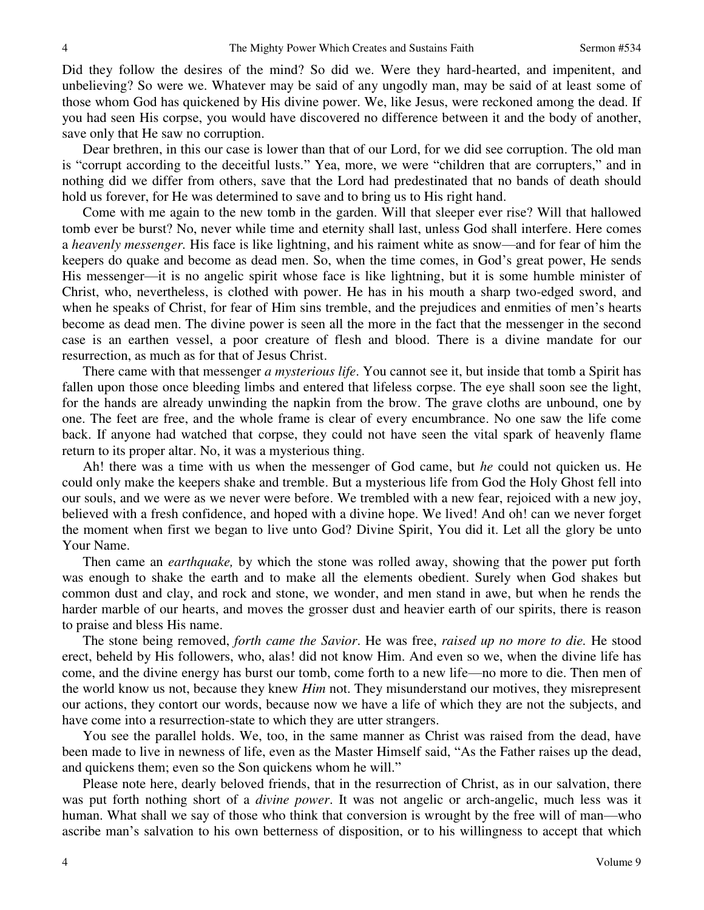Did they follow the desires of the mind? So did we. Were they hard-hearted, and impenitent, and unbelieving? So were we. Whatever may be said of any ungodly man, may be said of at least some of those whom God has quickened by His divine power. We, like Jesus, were reckoned among the dead. If you had seen His corpse, you would have discovered no difference between it and the body of another, save only that He saw no corruption.

Dear brethren, in this our case is lower than that of our Lord, for we did see corruption. The old man is "corrupt according to the deceitful lusts." Yea, more, we were "children that are corrupters," and in nothing did we differ from others, save that the Lord had predestinated that no bands of death should hold us forever, for He was determined to save and to bring us to His right hand.

Come with me again to the new tomb in the garden. Will that sleeper ever rise? Will that hallowed tomb ever be burst? No, never while time and eternity shall last, unless God shall interfere. Here comes a *heavenly messenger.* His face is like lightning, and his raiment white as snow—and for fear of him the keepers do quake and become as dead men. So, when the time comes, in God's great power, He sends His messenger—it is no angelic spirit whose face is like lightning, but it is some humble minister of Christ, who, nevertheless, is clothed with power. He has in his mouth a sharp two-edged sword, and when he speaks of Christ, for fear of Him sins tremble, and the prejudices and enmities of men's hearts become as dead men. The divine power is seen all the more in the fact that the messenger in the second case is an earthen vessel, a poor creature of flesh and blood. There is a divine mandate for our resurrection, as much as for that of Jesus Christ.

There came with that messenger *a mysterious life*. You cannot see it, but inside that tomb a Spirit has fallen upon those once bleeding limbs and entered that lifeless corpse. The eye shall soon see the light, for the hands are already unwinding the napkin from the brow. The grave cloths are unbound, one by one. The feet are free, and the whole frame is clear of every encumbrance. No one saw the life come back. If anyone had watched that corpse, they could not have seen the vital spark of heavenly flame return to its proper altar. No, it was a mysterious thing.

Ah! there was a time with us when the messenger of God came, but *he* could not quicken us. He could only make the keepers shake and tremble. But a mysterious life from God the Holy Ghost fell into our souls, and we were as we never were before. We trembled with a new fear, rejoiced with a new joy, believed with a fresh confidence, and hoped with a divine hope. We lived! And oh! can we never forget the moment when first we began to live unto God? Divine Spirit, You did it. Let all the glory be unto Your Name.

Then came an *earthquake,* by which the stone was rolled away, showing that the power put forth was enough to shake the earth and to make all the elements obedient. Surely when God shakes but common dust and clay, and rock and stone, we wonder, and men stand in awe, but when he rends the harder marble of our hearts, and moves the grosser dust and heavier earth of our spirits, there is reason to praise and bless His name.

The stone being removed, *forth came the Savior*. He was free, *raised up no more to die.* He stood erect, beheld by His followers, who, alas! did not know Him. And even so we, when the divine life has come, and the divine energy has burst our tomb, come forth to a new life—no more to die. Then men of the world know us not, because they knew *Him* not. They misunderstand our motives, they misrepresent our actions, they contort our words, because now we have a life of which they are not the subjects, and have come into a resurrection-state to which they are utter strangers.

You see the parallel holds. We, too, in the same manner as Christ was raised from the dead, have been made to live in newness of life, even as the Master Himself said, "As the Father raises up the dead, and quickens them; even so the Son quickens whom he will."

Please note here, dearly beloved friends, that in the resurrection of Christ, as in our salvation, there was put forth nothing short of a *divine power*. It was not angelic or arch-angelic, much less was it human. What shall we say of those who think that conversion is wrought by the free will of man—who ascribe man's salvation to his own betterness of disposition, or to his willingness to accept that which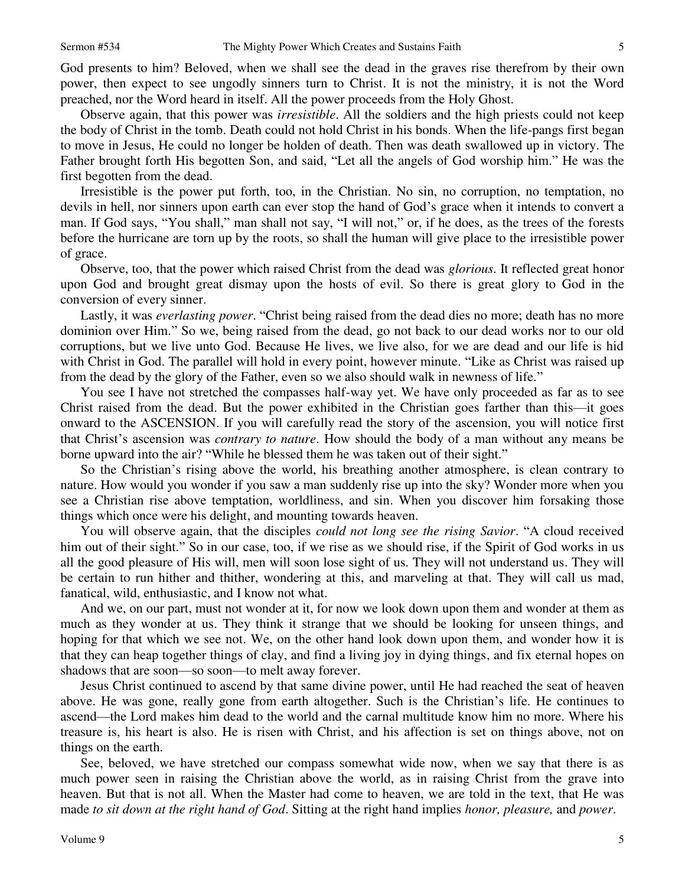God presents to him? Beloved, when we shall see the dead in the graves rise therefrom by their own power, then expect to see ungodly sinners turn to Christ. It is not the ministry, it is not the Word preached, nor the Word heard in itself. All the power proceeds from the Holy Ghost.

Observe again, that this power was *irresistible*. All the soldiers and the high priests could not keep the body of Christ in the tomb. Death could not hold Christ in his bonds. When the life-pangs first began to move in Jesus, He could no longer be holden of death. Then was death swallowed up in victory. The Father brought forth His begotten Son, and said, "Let all the angels of God worship him." He was the first begotten from the dead.

Irresistible is the power put forth, too, in the Christian. No sin, no corruption, no temptation, no devils in hell, nor sinners upon earth can ever stop the hand of God's grace when it intends to convert a man. If God says, "You shall," man shall not say, "I will not," or, if he does, as the trees of the forests before the hurricane are torn up by the roots, so shall the human will give place to the irresistible power of grace.

Observe, too, that the power which raised Christ from the dead was *glorious*. It reflected great honor upon God and brought great dismay upon the hosts of evil. So there is great glory to God in the conversion of every sinner.

Lastly, it was *everlasting power*. "Christ being raised from the dead dies no more; death has no more dominion over Him." So we, being raised from the dead, go not back to our dead works nor to our old corruptions, but we live unto God. Because He lives, we live also, for we are dead and our life is hid with Christ in God. The parallel will hold in every point, however minute. "Like as Christ was raised up from the dead by the glory of the Father, even so we also should walk in newness of life."

You see I have not stretched the compasses half-way yet. We have only proceeded as far as to see Christ raised from the dead. But the power exhibited in the Christian goes farther than this—it goes onward to the ASCENSION. If you will carefully read the story of the ascension, you will notice first that Christ's ascension was *contrary to nature*. How should the body of a man without any means be borne upward into the air? "While he blessed them he was taken out of their sight."

So the Christian's rising above the world, his breathing another atmosphere, is clean contrary to nature. How would you wonder if you saw a man suddenly rise up into the sky? Wonder more when you see a Christian rise above temptation, worldliness, and sin. When you discover him forsaking those things which once were his delight, and mounting towards heaven.

You will observe again, that the disciples *could not long see the rising Savior*. "A cloud received him out of their sight." So in our case, too, if we rise as we should rise, if the Spirit of God works in us all the good pleasure of His will, men will soon lose sight of us. They will not understand us. They will be certain to run hither and thither, wondering at this, and marveling at that. They will call us mad, fanatical, wild, enthusiastic, and I know not what.

And we, on our part, must not wonder at it, for now we look down upon them and wonder at them as much as they wonder at us. They think it strange that we should be looking for unseen things, and hoping for that which we see not. We, on the other hand look down upon them, and wonder how it is that they can heap together things of clay, and find a living joy in dying things, and fix eternal hopes on shadows that are soon—so soon—to melt away forever.

Jesus Christ continued to ascend by that same divine power, until He had reached the seat of heaven above. He was gone, really gone from earth altogether. Such is the Christian's life. He continues to ascend—the Lord makes him dead to the world and the carnal multitude know him no more. Where his treasure is, his heart is also. He is risen with Christ, and his affection is set on things above, not on things on the earth.

See, beloved, we have stretched our compass somewhat wide now, when we say that there is as much power seen in raising the Christian above the world, as in raising Christ from the grave into heaven. But that is not all. When the Master had come to heaven, we are told in the text, that He was made *to sit down at the right hand of God*. Sitting at the right hand implies *honor, pleasure,* and *power*.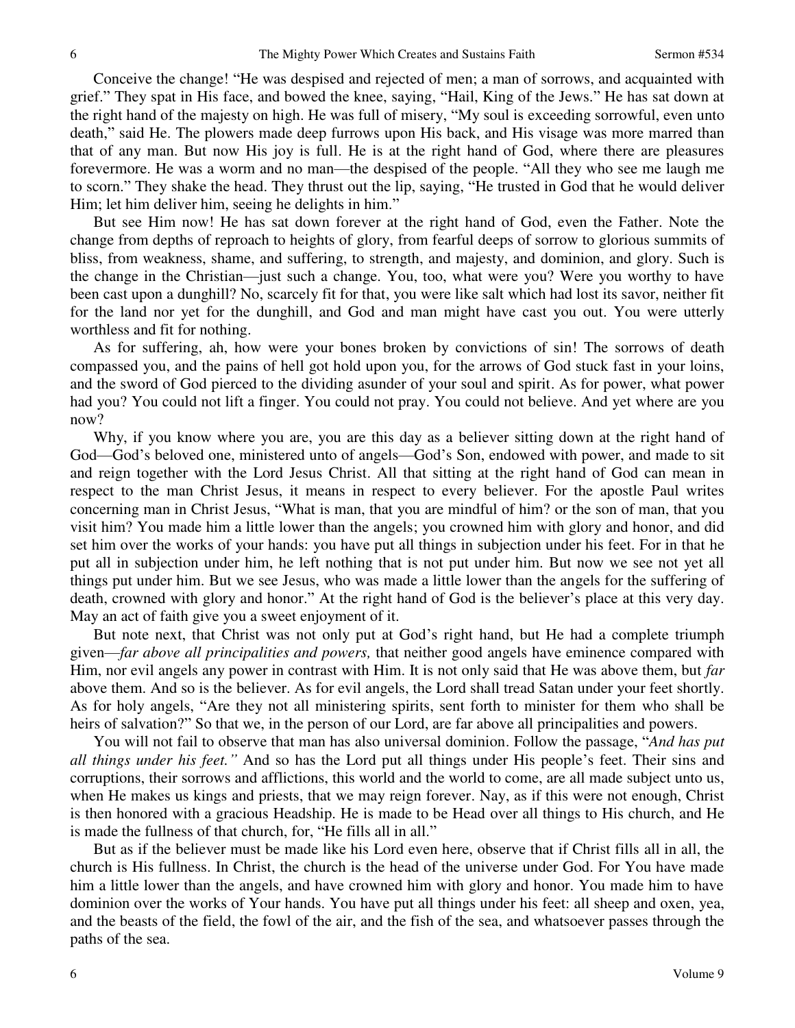Conceive the change! "He was despised and rejected of men; a man of sorrows, and acquainted with grief." They spat in His face, and bowed the knee, saying, "Hail, King of the Jews." He has sat down at the right hand of the majesty on high. He was full of misery, "My soul is exceeding sorrowful, even unto death," said He. The plowers made deep furrows upon His back, and His visage was more marred than that of any man. But now His joy is full. He is at the right hand of God, where there are pleasures forevermore. He was a worm and no man—the despised of the people. "All they who see me laugh me to scorn." They shake the head. They thrust out the lip, saying, "He trusted in God that he would deliver Him; let him deliver him, seeing he delights in him."

But see Him now! He has sat down forever at the right hand of God, even the Father. Note the change from depths of reproach to heights of glory, from fearful deeps of sorrow to glorious summits of bliss, from weakness, shame, and suffering, to strength, and majesty, and dominion, and glory. Such is the change in the Christian—just such a change. You, too, what were you? Were you worthy to have been cast upon a dunghill? No, scarcely fit for that, you were like salt which had lost its savor, neither fit for the land nor yet for the dunghill, and God and man might have cast you out. You were utterly worthless and fit for nothing.

As for suffering, ah, how were your bones broken by convictions of sin! The sorrows of death compassed you, and the pains of hell got hold upon you, for the arrows of God stuck fast in your loins, and the sword of God pierced to the dividing asunder of your soul and spirit. As for power, what power had you? You could not lift a finger. You could not pray. You could not believe. And yet where are you now?

Why, if you know where you are, you are this day as a believer sitting down at the right hand of God—God's beloved one, ministered unto of angels—God's Son, endowed with power, and made to sit and reign together with the Lord Jesus Christ. All that sitting at the right hand of God can mean in respect to the man Christ Jesus, it means in respect to every believer. For the apostle Paul writes concerning man in Christ Jesus, "What is man, that you are mindful of him? or the son of man, that you visit him? You made him a little lower than the angels; you crowned him with glory and honor, and did set him over the works of your hands: you have put all things in subjection under his feet. For in that he put all in subjection under him, he left nothing that is not put under him. But now we see not yet all things put under him. But we see Jesus, who was made a little lower than the angels for the suffering of death, crowned with glory and honor." At the right hand of God is the believer's place at this very day. May an act of faith give you a sweet enjoyment of it.

But note next, that Christ was not only put at God's right hand, but He had a complete triumph given—*far above all principalities and powers,* that neither good angels have eminence compared with Him, nor evil angels any power in contrast with Him. It is not only said that He was above them, but *far* above them. And so is the believer. As for evil angels, the Lord shall tread Satan under your feet shortly. As for holy angels, "Are they not all ministering spirits, sent forth to minister for them who shall be heirs of salvation?" So that we, in the person of our Lord, are far above all principalities and powers.

You will not fail to observe that man has also universal dominion. Follow the passage, "*And has put all things under his feet."* And so has the Lord put all things under His people's feet. Their sins and corruptions, their sorrows and afflictions, this world and the world to come, are all made subject unto us, when He makes us kings and priests, that we may reign forever. Nay, as if this were not enough, Christ is then honored with a gracious Headship. He is made to be Head over all things to His church, and He is made the fullness of that church, for, "He fills all in all."

But as if the believer must be made like his Lord even here, observe that if Christ fills all in all, the church is His fullness. In Christ, the church is the head of the universe under God. For You have made him a little lower than the angels, and have crowned him with glory and honor. You made him to have dominion over the works of Your hands. You have put all things under his feet: all sheep and oxen, yea, and the beasts of the field, the fowl of the air, and the fish of the sea, and whatsoever passes through the paths of the sea.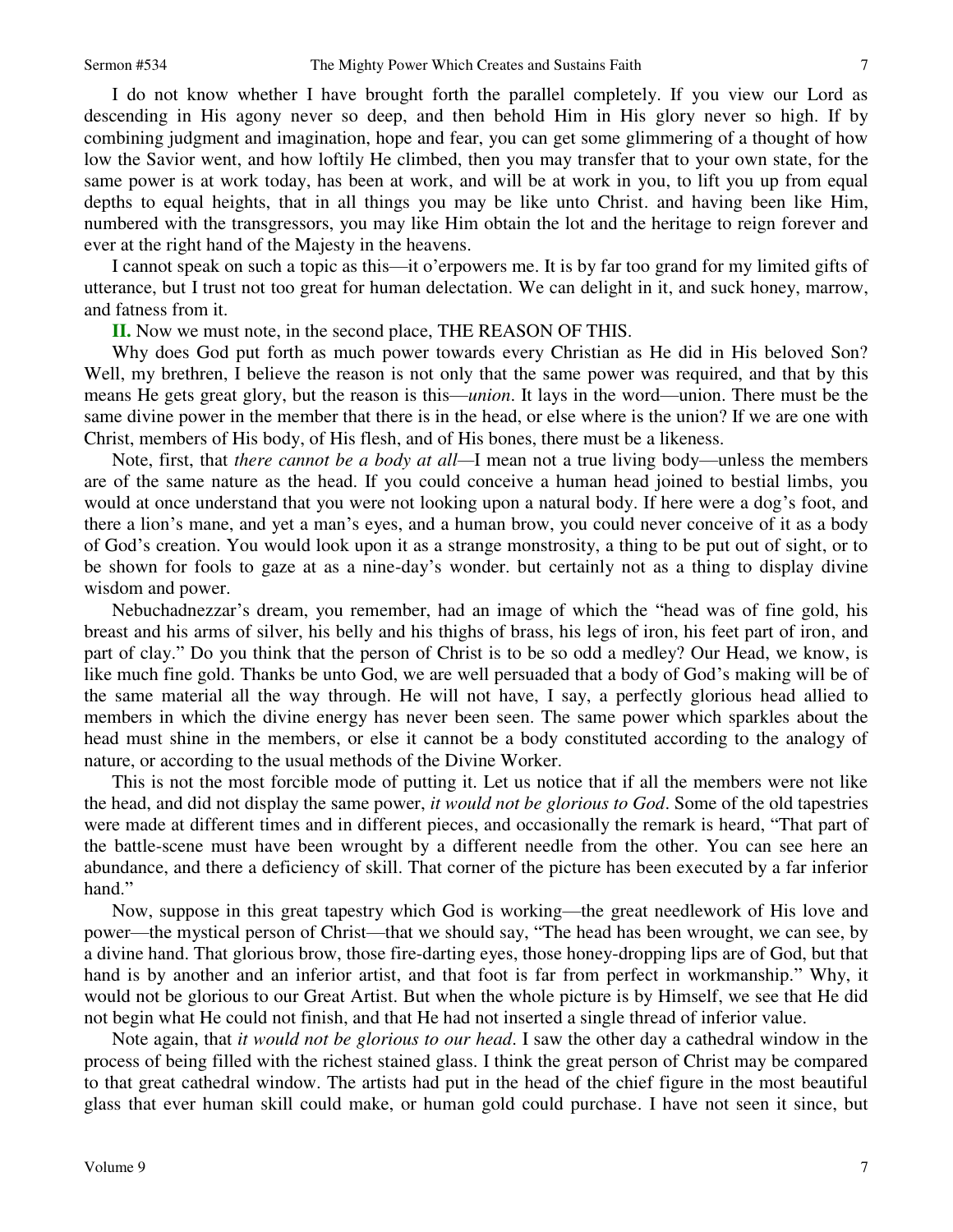I do not know whether I have brought forth the parallel completely. If you view our Lord as descending in His agony never so deep, and then behold Him in His glory never so high. If by combining judgment and imagination, hope and fear, you can get some glimmering of a thought of how low the Savior went, and how loftily He climbed, then you may transfer that to your own state, for the same power is at work today, has been at work, and will be at work in you, to lift you up from equal depths to equal heights, that in all things you may be like unto Christ. and having been like Him, numbered with the transgressors, you may like Him obtain the lot and the heritage to reign forever and ever at the right hand of the Majesty in the heavens.

I cannot speak on such a topic as this—it o'erpowers me. It is by far too grand for my limited gifts of utterance, but I trust not too great for human delectation. We can delight in it, and suck honey, marrow, and fatness from it.

**II.** Now we must note, in the second place, THE REASON OF THIS.

Why does God put forth as much power towards every Christian as He did in His beloved Son? Well, my brethren, I believe the reason is not only that the same power was required, and that by this means He gets great glory, but the reason is this—*union*. It lays in the word—union. There must be the same divine power in the member that there is in the head, or else where is the union? If we are one with Christ, members of His body, of His flesh, and of His bones, there must be a likeness.

Note, first, that *there cannot be a body at all*—I mean not a true living body—unless the members are of the same nature as the head. If you could conceive a human head joined to bestial limbs, you would at once understand that you were not looking upon a natural body. If here were a dog's foot, and there a lion's mane, and yet a man's eyes, and a human brow, you could never conceive of it as a body of God's creation. You would look upon it as a strange monstrosity, a thing to be put out of sight, or to be shown for fools to gaze at as a nine-day's wonder. but certainly not as a thing to display divine wisdom and power.

Nebuchadnezzar's dream, you remember, had an image of which the "head was of fine gold, his breast and his arms of silver, his belly and his thighs of brass, his legs of iron, his feet part of iron, and part of clay." Do you think that the person of Christ is to be so odd a medley? Our Head, we know, is like much fine gold. Thanks be unto God, we are well persuaded that a body of God's making will be of the same material all the way through. He will not have, I say, a perfectly glorious head allied to members in which the divine energy has never been seen. The same power which sparkles about the head must shine in the members, or else it cannot be a body constituted according to the analogy of nature, or according to the usual methods of the Divine Worker.

This is not the most forcible mode of putting it. Let us notice that if all the members were not like the head, and did not display the same power, *it would not be glorious to God*. Some of the old tapestries were made at different times and in different pieces, and occasionally the remark is heard, "That part of the battle-scene must have been wrought by a different needle from the other. You can see here an abundance, and there a deficiency of skill. That corner of the picture has been executed by a far inferior hand."

Now, suppose in this great tapestry which God is working—the great needlework of His love and power—the mystical person of Christ—that we should say, "The head has been wrought, we can see, by a divine hand. That glorious brow, those fire-darting eyes, those honey-dropping lips are of God, but that hand is by another and an inferior artist, and that foot is far from perfect in workmanship." Why, it would not be glorious to our Great Artist. But when the whole picture is by Himself, we see that He did not begin what He could not finish, and that He had not inserted a single thread of inferior value.

Note again, that *it would not be glorious to our head*. I saw the other day a cathedral window in the process of being filled with the richest stained glass. I think the great person of Christ may be compared to that great cathedral window. The artists had put in the head of the chief figure in the most beautiful glass that ever human skill could make, or human gold could purchase. I have not seen it since, but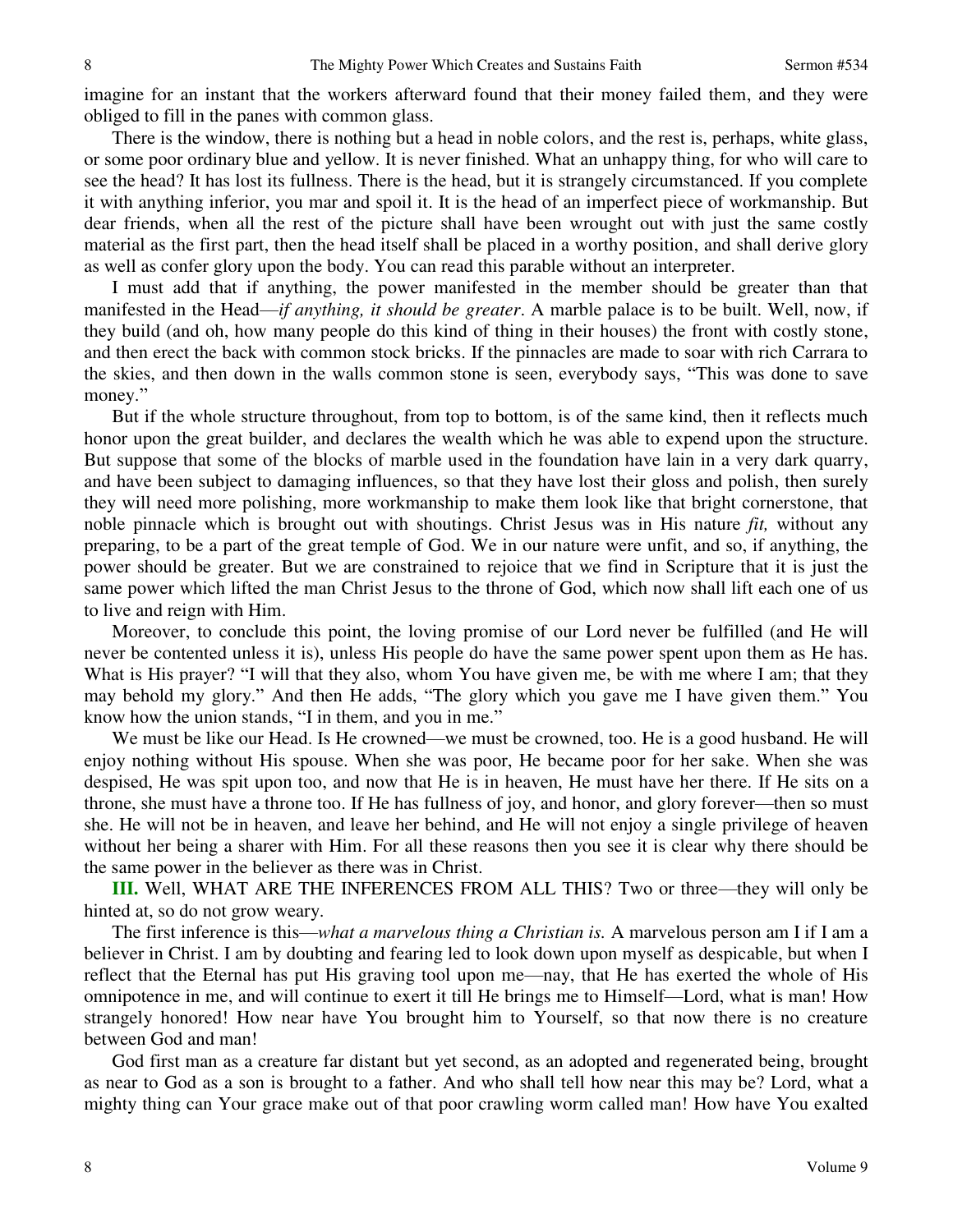imagine for an instant that the workers afterward found that their money failed them, and they were obliged to fill in the panes with common glass.

There is the window, there is nothing but a head in noble colors, and the rest is, perhaps, white glass, or some poor ordinary blue and yellow. It is never finished. What an unhappy thing, for who will care to see the head? It has lost its fullness. There is the head, but it is strangely circumstanced. If you complete it with anything inferior, you mar and spoil it. It is the head of an imperfect piece of workmanship. But dear friends, when all the rest of the picture shall have been wrought out with just the same costly material as the first part, then the head itself shall be placed in a worthy position, and shall derive glory as well as confer glory upon the body. You can read this parable without an interpreter.

I must add that if anything, the power manifested in the member should be greater than that manifested in the Head—*if anything, it should be greater*. A marble palace is to be built. Well, now, if they build (and oh, how many people do this kind of thing in their houses) the front with costly stone, and then erect the back with common stock bricks. If the pinnacles are made to soar with rich Carrara to the skies, and then down in the walls common stone is seen, everybody says, "This was done to save money."

But if the whole structure throughout, from top to bottom, is of the same kind, then it reflects much honor upon the great builder, and declares the wealth which he was able to expend upon the structure. But suppose that some of the blocks of marble used in the foundation have lain in a very dark quarry, and have been subject to damaging influences, so that they have lost their gloss and polish, then surely they will need more polishing, more workmanship to make them look like that bright cornerstone, that noble pinnacle which is brought out with shoutings. Christ Jesus was in His nature *fit,* without any preparing, to be a part of the great temple of God. We in our nature were unfit, and so, if anything, the power should be greater. But we are constrained to rejoice that we find in Scripture that it is just the same power which lifted the man Christ Jesus to the throne of God, which now shall lift each one of us to live and reign with Him.

Moreover, to conclude this point, the loving promise of our Lord never be fulfilled (and He will never be contented unless it is), unless His people do have the same power spent upon them as He has. What is His prayer? "I will that they also, whom You have given me, be with me where I am; that they may behold my glory." And then He adds, "The glory which you gave me I have given them." You know how the union stands, "I in them, and you in me."

We must be like our Head. Is He crowned—we must be crowned, too. He is a good husband. He will enjoy nothing without His spouse. When she was poor, He became poor for her sake. When she was despised, He was spit upon too, and now that He is in heaven, He must have her there. If He sits on a throne, she must have a throne too. If He has fullness of joy, and honor, and glory forever—then so must she. He will not be in heaven, and leave her behind, and He will not enjoy a single privilege of heaven without her being a sharer with Him. For all these reasons then you see it is clear why there should be the same power in the believer as there was in Christ.

**III.** Well, WHAT ARE THE INFERENCES FROM ALL THIS? Two or three—they will only be hinted at, so do not grow weary.

The first inference is this—*what a marvelous thing a Christian is.* A marvelous person am I if I am a believer in Christ. I am by doubting and fearing led to look down upon myself as despicable, but when I reflect that the Eternal has put His graving tool upon me—nay, that He has exerted the whole of His omnipotence in me, and will continue to exert it till He brings me to Himself—Lord, what is man! How strangely honored! How near have You brought him to Yourself, so that now there is no creature between God and man!

God first man as a creature far distant but yet second, as an adopted and regenerated being, brought as near to God as a son is brought to a father. And who shall tell how near this may be? Lord, what a mighty thing can Your grace make out of that poor crawling worm called man! How have You exalted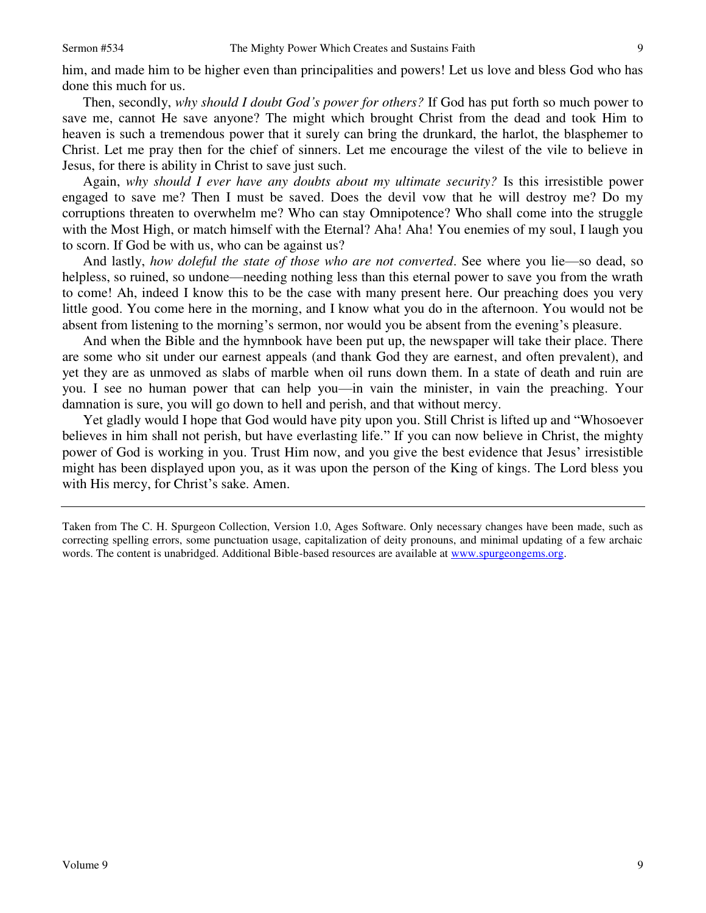him, and made him to be higher even than principalities and powers! Let us love and bless God who has done this much for us.

Then, secondly, *why should I doubt God's power for others?* If God has put forth so much power to save me, cannot He save anyone? The might which brought Christ from the dead and took Him to heaven is such a tremendous power that it surely can bring the drunkard, the harlot, the blasphemer to Christ. Let me pray then for the chief of sinners. Let me encourage the vilest of the vile to believe in Jesus, for there is ability in Christ to save just such.

Again, *why should I ever have any doubts about my ultimate security?* Is this irresistible power engaged to save me? Then I must be saved. Does the devil vow that he will destroy me? Do my corruptions threaten to overwhelm me? Who can stay Omnipotence? Who shall come into the struggle with the Most High, or match himself with the Eternal? Aha! Aha! You enemies of my soul, I laugh you to scorn. If God be with us, who can be against us?

And lastly, *how doleful the state of those who are not converted*. See where you lie—so dead, so helpless, so ruined, so undone—needing nothing less than this eternal power to save you from the wrath to come! Ah, indeed I know this to be the case with many present here. Our preaching does you very little good. You come here in the morning, and I know what you do in the afternoon. You would not be absent from listening to the morning's sermon, nor would you be absent from the evening's pleasure.

And when the Bible and the hymnbook have been put up, the newspaper will take their place. There are some who sit under our earnest appeals (and thank God they are earnest, and often prevalent), and yet they are as unmoved as slabs of marble when oil runs down them. In a state of death and ruin are you. I see no human power that can help you—in vain the minister, in vain the preaching. Your damnation is sure, you will go down to hell and perish, and that without mercy.

Yet gladly would I hope that God would have pity upon you. Still Christ is lifted up and "Whosoever believes in him shall not perish, but have everlasting life." If you can now believe in Christ, the mighty power of God is working in you. Trust Him now, and you give the best evidence that Jesus' irresistible might has been displayed upon you, as it was upon the person of the King of kings. The Lord bless you with His mercy, for Christ's sake. Amen.

---

Taken from The C. H. Spurgeon Collection, Version 1.0, Ages Software. Only necessary changes have been made, such as correcting spelling errors, some punctuation usage, capitalization of deity pronouns, and minimal updating of a few archaic words. The content is unabridged. Additional Bible-based resources are available at www.spurgeongems.org.